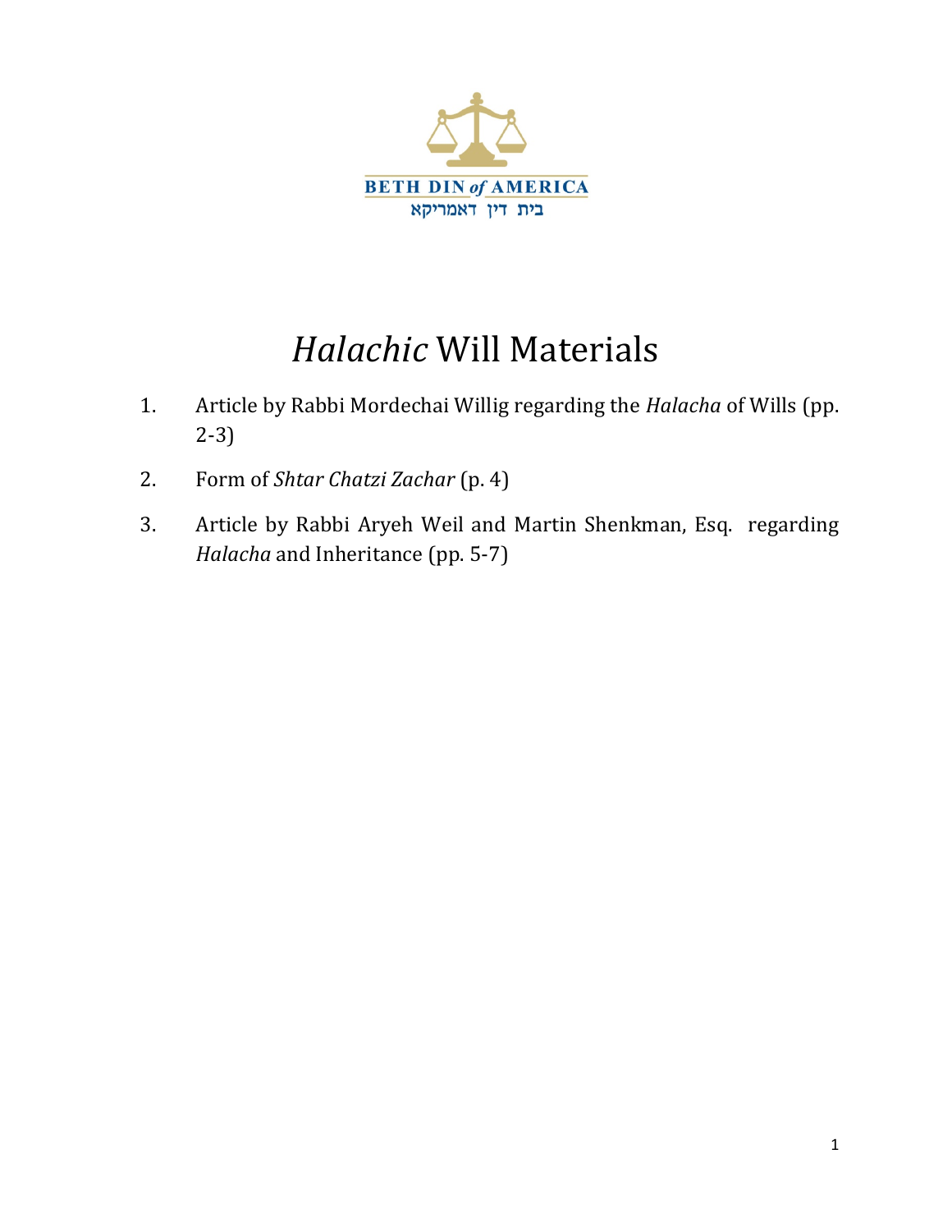BETH DIN *of* AMERICA
בית דין דאמריקא

# *Halachic* Will Materials

1. Article by Rabbi Mordechai Willig regarding the *Halacha* of Wills (pp. 2-3)
2. Form of *Shtar Chatzi Zachar* (p. 4)
3. Article by Rabbi Aryeh Weil and Martin Shenkman, Esq. regarding *Halacha* and Inheritance (pp. 5-7)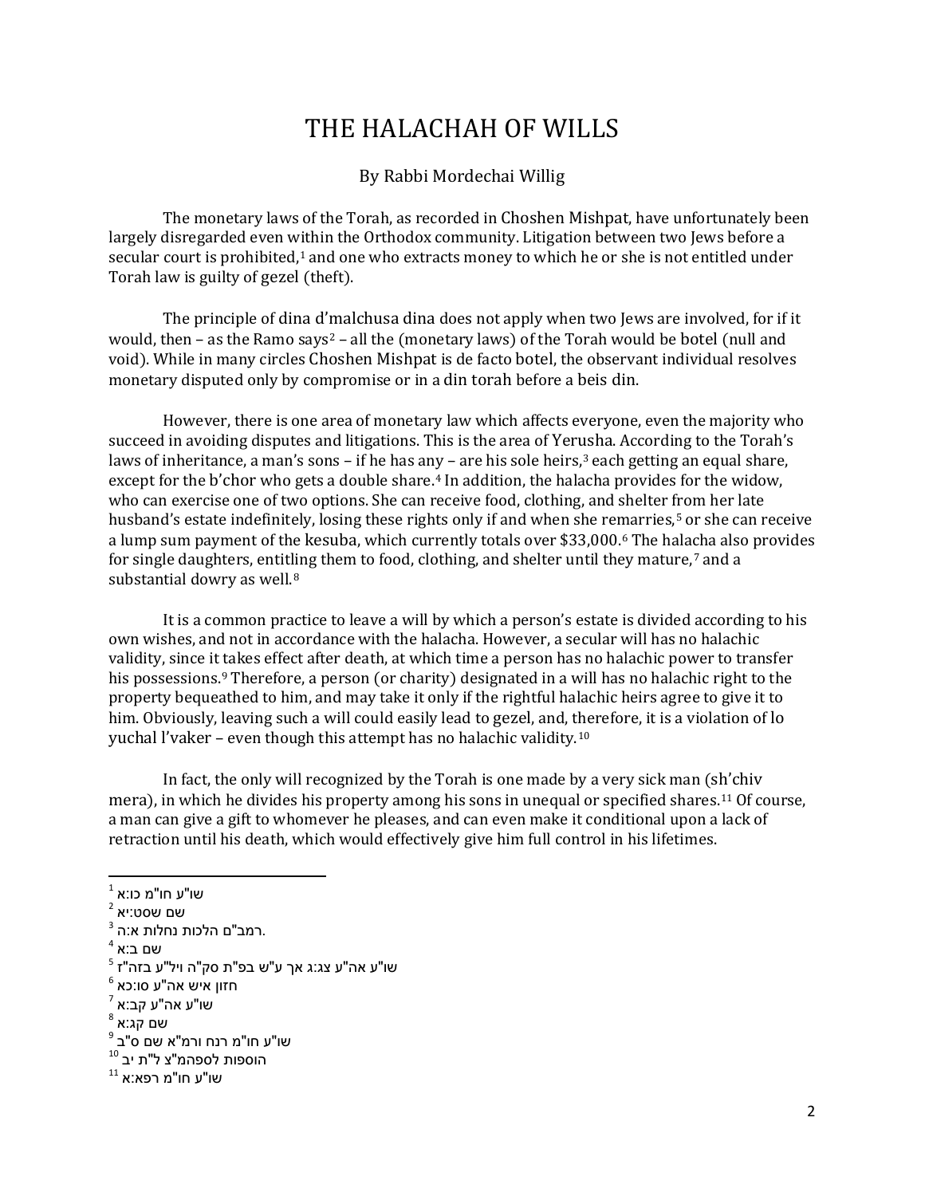# THE HALACHAH OF WILLS

By Rabbi Mordechai Willig

The monetary laws of the Torah, as recorded in Choshen Mishpat, have unfortunately been largely disregarded even within the Orthodox community. Litigation between two Jews before a secular court is prohibited,[1] and one who extracts money to which he or she is not entitled under Torah law is guilty of gezel (theft).

The principle of dina d'malchusa dina does not apply when two Jews are involved, for if it would, then – as the Ramo says[2] – all the (monetary laws) of the Torah would be botel (null and void). While in many circles Choshen Mishpat is de facto botel, the observant individual resolves monetary disputed only by compromise or in a din torah before a beis din.

However, there is one area of monetary law which affects everyone, even the majority who succeed in avoiding disputes and litigations. This is the area of Yerusha. According to the Torah's laws of inheritance, a man's sons – if he has any – are his sole heirs,[3] each getting an equal share, except for the b'chor who gets a double share.[4] In addition, the halacha provides for the widow, who can exercise one of two options. She can receive food, clothing, and shelter from her late husband's estate indefinitely, losing these rights only if and when she remarries,[5] or she can receive a lump sum payment of the kesuba, which currently totals over $33,000.[6] The halacha also provides for single daughters, entitling them to food, clothing, and shelter until they mature,[7] and a substantial dowry as well.[8]

It is a common practice to leave a will by which a person's estate is divided according to his own wishes, and not in accordance with the halacha. However, a secular will has no halachic validity, since it takes effect after death, at which time a person has no halachic power to transfer his possessions.[9] Therefore, a person (or charity) designated in a will has no halachic right to the property bequeathed to him, and may take it only if the rightful halachic heirs agree to give it to him. Obviously, leaving such a will could easily lead to gezel, and, therefore, it is a violation of lo yuchal l'vaker – even though this attempt has no halachic validity.[10]

In fact, the only will recognized by the Torah is one made by a very sick man (sh'chiv mera), in which he divides his property among his sons in unequal or specified shares.[11] Of course, a man can give a gift to whomever he pleases, and can even make it conditional upon a lack of retraction until his death, which would effectively give him full control in his lifetimes.

---

[1] שו"ע חו"מ כו:א

[2] שם שסט:יא

[3] רמב"ם הלכות נחלות א:ה.

[4] שם ב:א

[5] שו"ע אה"ע צג:ג אך ע"ש בפ"ת סק"ה ויל"ע בזה"ז

[6] חזון איש אה"ע סו:כא

[7] שו"ע אה"ע קב:א

[8] שם קג:א

[9] שו"ע חו"מ רנח ורמ"א שם ס"ב

[10] הוספות לספהמ"צ ל"ת יב

[11] שו"ע חו"מ רפא:א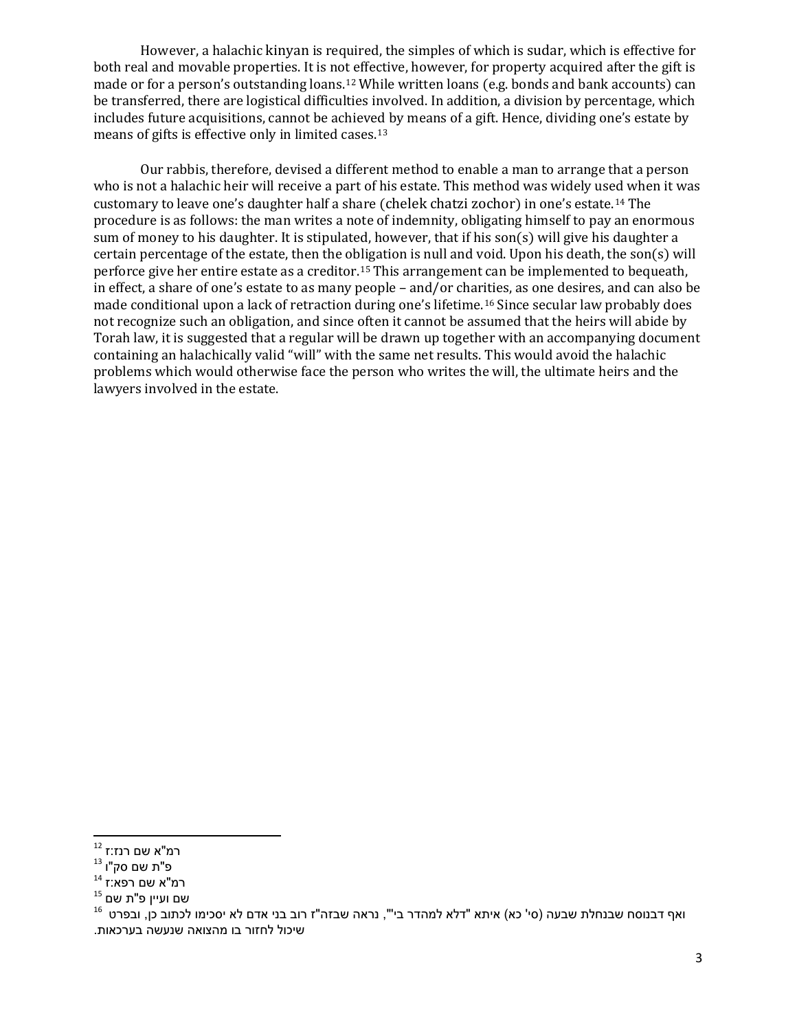However, a halachic kinyan is required, the simples of which is sudar, which is effective for both real and movable properties. It is not effective, however, for property acquired after the gift is made or for a person's outstanding loans.[12] While written loans (e.g. bonds and bank accounts) can be transferred, there are logistical difficulties involved. In addition, a division by percentage, which includes future acquisitions, cannot be achieved by means of a gift. Hence, dividing one's estate by means of gifts is effective only in limited cases.[13]

Our rabbis, therefore, devised a different method to enable a man to arrange that a person who is not a halachic heir will receive a part of his estate. This method was widely used when it was customary to leave one's daughter half a share (chelek chatzi zochor) in one's estate.[14] The procedure is as follows: the man writes a note of indemnity, obligating himself to pay an enormous sum of money to his daughter. It is stipulated, however, that if his son(s) will give his daughter a certain percentage of the estate, then the obligation is null and void. Upon his death, the son(s) will perforce give her entire estate as a creditor.[15] This arrangement can be implemented to bequeath, in effect, a share of one's estate to as many people – and/or charities, as one desires, and can also be made conditional upon a lack of retraction during one's lifetime.[16] Since secular law probably does not recognize such an obligation, and since often it cannot be assumed that the heirs will abide by Torah law, it is suggested that a regular will be drawn up together with an accompanying document containing an halachically valid "will" with the same net results. This would avoid the halachic problems which would otherwise face the person who writes the will, the ultimate heirs and the lawyers involved in the estate.

---

[12] רמ"א שם רנז:ז

[13] פ"ת שם סק"ו

[14] רמ"א שם רפא:ז

[15] שם ועיין פ"ת שם

[16] ואף דבנוסח שבנחלת שבעה (סי' כא) איתא "דלא למהדר בי"', נראה שבזה"ז רוב בני אדם לא יסכימו לכתוב כן, ובפרט שיכול לחזור בו מהצואה שנעשה בערכאות.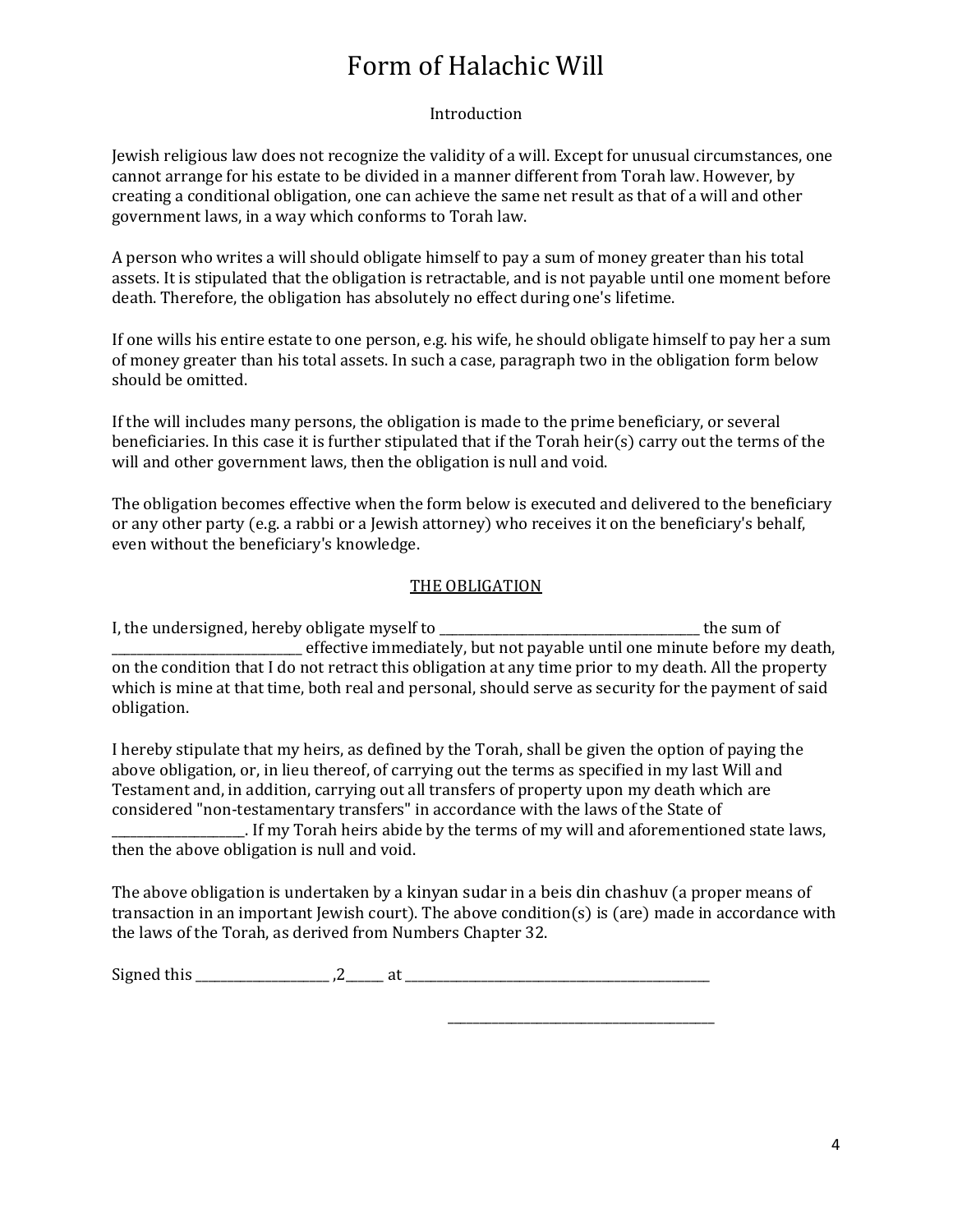# Form of Halachic Will

Introduction

Jewish religious law does not recognize the validity of a will. Except for unusual circumstances, one cannot arrange for his estate to be divided in a manner different from Torah law. However, by creating a conditional obligation, one can achieve the same net result as that of a will and other government laws, in a way which conforms to Torah law.

A person who writes a will should obligate himself to pay a sum of money greater than his total assets. It is stipulated that the obligation is retractable, and is not payable until one moment before death. Therefore, the obligation has absolutely no effect during one's lifetime.

If one wills his entire estate to one person, e.g. his wife, he should obligate himself to pay her a sum of money greater than his total assets. In such a case, paragraph two in the obligation form below should be omitted.

If the will includes many persons, the obligation is made to the prime beneficiary, or several beneficiaries. In this case it is further stipulated that if the Torah heir(s) carry out the terms of the will and other government laws, then the obligation is null and void.

The obligation becomes effective when the form below is executed and delivered to the beneficiary or any other party (e.g. a rabbi or a Jewish attorney) who receives it on the beneficiary's behalf, even without the beneficiary's knowledge.

## THE OBLIGATION

I, the undersigned, hereby obligate myself to __________________________________________ the sum of ______________________________ effective immediately, but not payable until one minute before my death, on the condition that I do not retract this obligation at any time prior to my death. All the property which is mine at that time, both real and personal, should serve as security for the payment of said obligation.

I hereby stipulate that my heirs, as defined by the Torah, shall be given the option of paying the above obligation, or, in lieu thereof, of carrying out the terms as specified in my last Will and Testament and, in addition, carrying out all transfers of property upon my death which are considered "non-testamentary transfers" in accordance with the laws of the State of ____________________. If my Torah heirs abide by the terms of my will and aforementioned state laws, then the above obligation is null and void.

The above obligation is undertaken by a kinyan sudar in a beis din chashuv (a proper means of transaction in an important Jewish court). The above condition(s) is (are) made in accordance with the laws of the Torah, as derived from Numbers Chapter 32.

Signed this ____________________ ,2______ at ________________________________________________

__________________________________________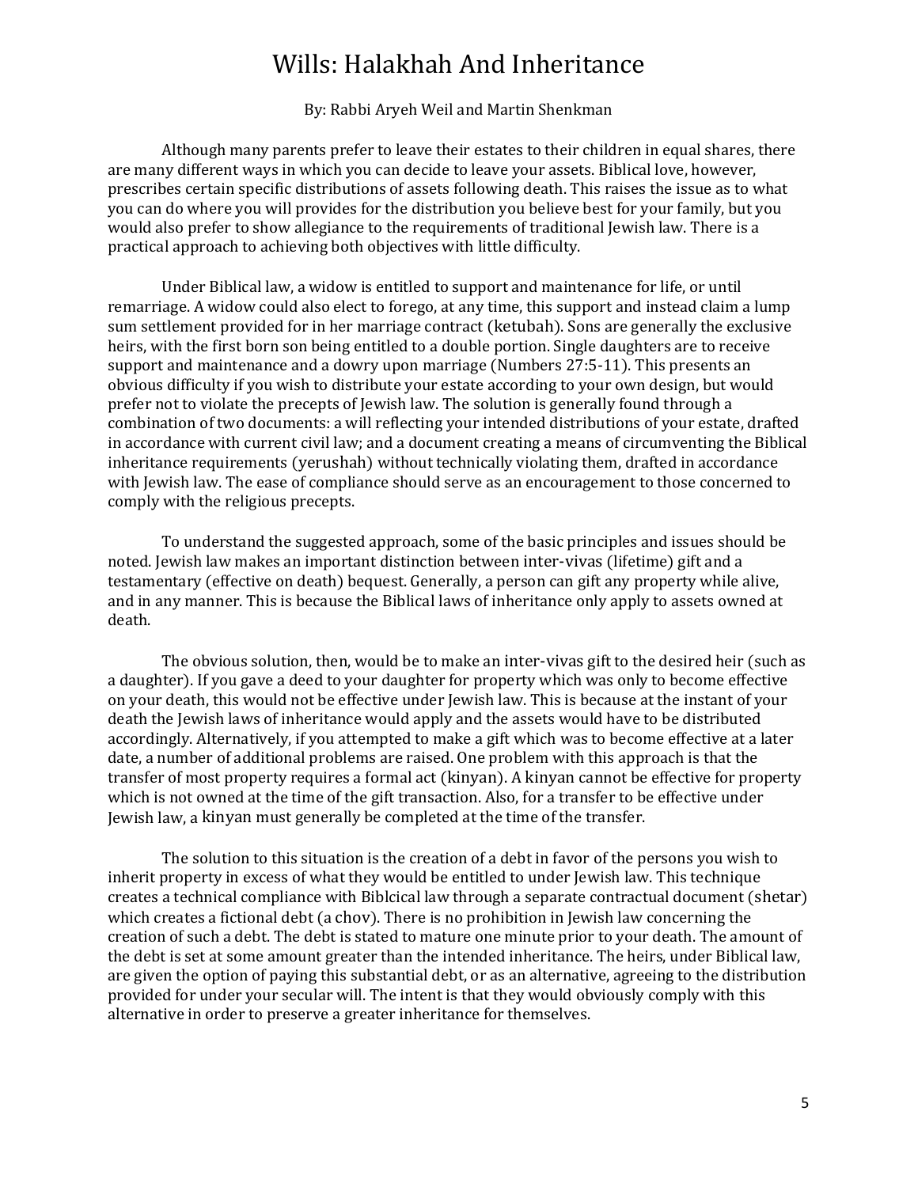# Wills: Halakhah And Inheritance

By: Rabbi Aryeh Weil and Martin Shenkman

Although many parents prefer to leave their estates to their children in equal shares, there are many different ways in which you can decide to leave your assets. Biblical love, however, prescribes certain specific distributions of assets following death. This raises the issue as to what you can do where you will provides for the distribution you believe best for your family, but you would also prefer to show allegiance to the requirements of traditional Jewish law. There is a practical approach to achieving both objectives with little difficulty.

Under Biblical law, a widow is entitled to support and maintenance for life, or until remarriage. A widow could also elect to forego, at any time, this support and instead claim a lump sum settlement provided for in her marriage contract (ketubah). Sons are generally the exclusive heirs, with the first born son being entitled to a double portion. Single daughters are to receive support and maintenance and a dowry upon marriage (Numbers 27:5-11). This presents an obvious difficulty if you wish to distribute your estate according to your own design, but would prefer not to violate the precepts of Jewish law. The solution is generally found through a combination of two documents: a will reflecting your intended distributions of your estate, drafted in accordance with current civil law; and a document creating a means of circumventing the Biblical inheritance requirements (yerushah) without technically violating them, drafted in accordance with Jewish law. The ease of compliance should serve as an encouragement to those concerned to comply with the religious precepts.

To understand the suggested approach, some of the basic principles and issues should be noted. Jewish law makes an important distinction between inter-vivas (lifetime) gift and a testamentary (effective on death) bequest. Generally, a person can gift any property while alive, and in any manner. This is because the Biblical laws of inheritance only apply to assets owned at death.

The obvious solution, then, would be to make an inter-vivas gift to the desired heir (such as a daughter). If you gave a deed to your daughter for property which was only to become effective on your death, this would not be effective under Jewish law. This is because at the instant of your death the Jewish laws of inheritance would apply and the assets would have to be distributed accordingly. Alternatively, if you attempted to make a gift which was to become effective at a later date, a number of additional problems are raised. One problem with this approach is that the transfer of most property requires a formal act (kinyan). A kinyan cannot be effective for property which is not owned at the time of the gift transaction. Also, for a transfer to be effective under Jewish law, a kinyan must generally be completed at the time of the transfer.

The solution to this situation is the creation of a debt in favor of the persons you wish to inherit property in excess of what they would be entitled to under Jewish law. This technique creates a technical compliance with Biblcical law through a separate contractual document (shetar) which creates a fictional debt (a chov). There is no prohibition in Jewish law concerning the creation of such a debt. The debt is stated to mature one minute prior to your death. The amount of the debt is set at some amount greater than the intended inheritance. The heirs, under Biblical law, are given the option of paying this substantial debt, or as an alternative, agreeing to the distribution provided for under your secular will. The intent is that they would obviously comply with this alternative in order to preserve a greater inheritance for themselves.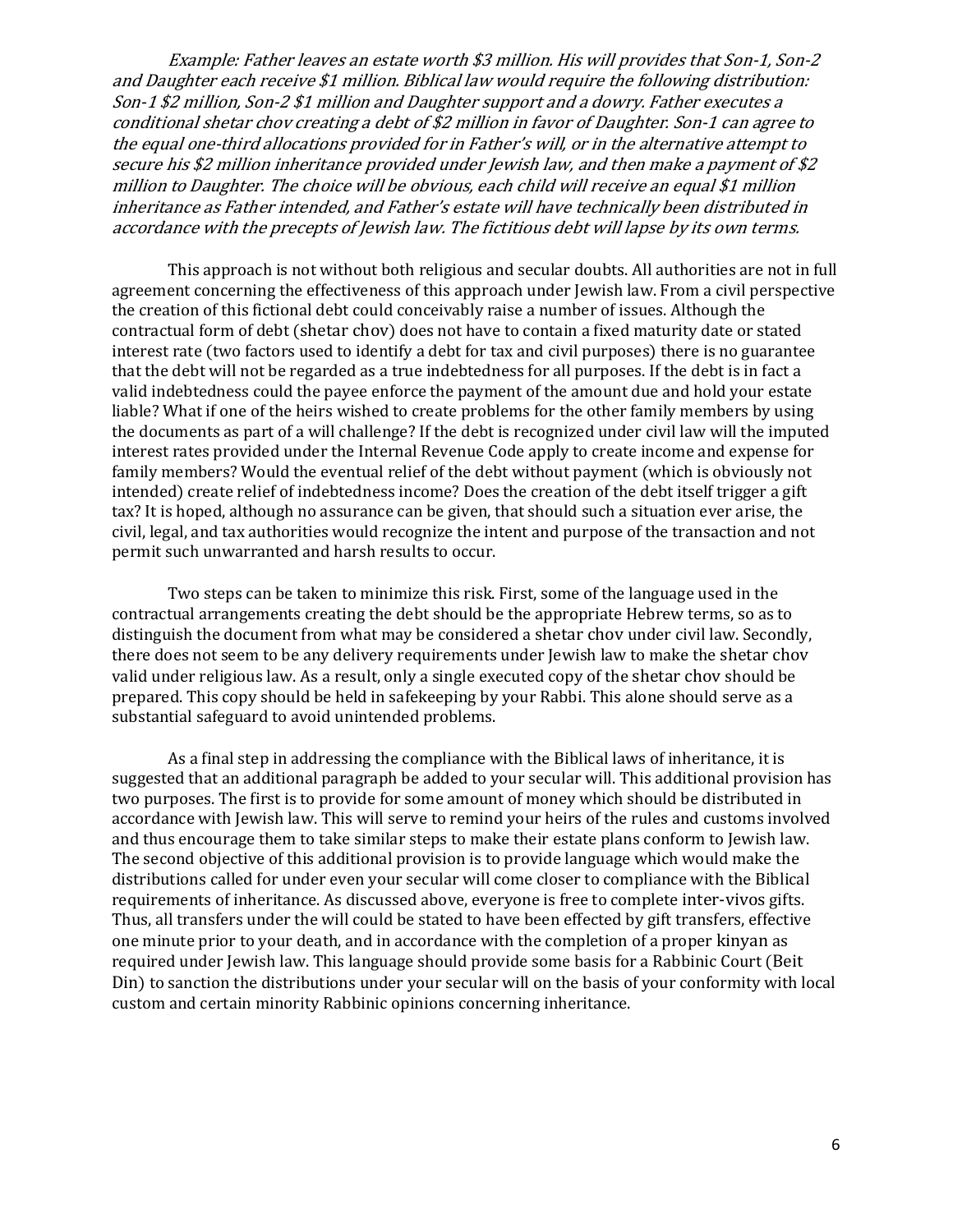*Example: Father leaves an estate worth $3 million. His will provides that Son-1, Son-2 and Daughter each receive $1 million. Biblical law would require the following distribution: Son-1 $2 million, Son-2 $1 million and Daughter support and a dowry. Father executes a conditional shetar chov creating a debt of $2 million in favor of Daughter. Son-1 can agree to the equal one-third allocations provided for in Father's will, or in the alternative attempt to secure his $2 million inheritance provided under Jewish law, and then make a payment of $2 million to Daughter. The choice will be obvious, each child will receive an equal $1 million inheritance as Father intended, and Father's estate will have technically been distributed in accordance with the precepts of Jewish law. The fictitious debt will lapse by its own terms.*

This approach is not without both religious and secular doubts. All authorities are not in full agreement concerning the effectiveness of this approach under Jewish law. From a civil perspective the creation of this fictional debt could conceivably raise a number of issues. Although the contractual form of debt (shetar chov) does not have to contain a fixed maturity date or stated interest rate (two factors used to identify a debt for tax and civil purposes) there is no guarantee that the debt will not be regarded as a true indebtedness for all purposes. If the debt is in fact a valid indebtedness could the payee enforce the payment of the amount due and hold your estate liable? What if one of the heirs wished to create problems for the other family members by using the documents as part of a will challenge? If the debt is recognized under civil law will the imputed interest rates provided under the Internal Revenue Code apply to create income and expense for family members? Would the eventual relief of the debt without payment (which is obviously not intended) create relief of indebtedness income? Does the creation of the debt itself trigger a gift tax? It is hoped, although no assurance can be given, that should such a situation ever arise, the civil, legal, and tax authorities would recognize the intent and purpose of the transaction and not permit such unwarranted and harsh results to occur.

Two steps can be taken to minimize this risk. First, some of the language used in the contractual arrangements creating the debt should be the appropriate Hebrew terms, so as to distinguish the document from what may be considered a shetar chov under civil law. Secondly, there does not seem to be any delivery requirements under Jewish law to make the shetar chov valid under religious law. As a result, only a single executed copy of the shetar chov should be prepared. This copy should be held in safekeeping by your Rabbi. This alone should serve as a substantial safeguard to avoid unintended problems.

As a final step in addressing the compliance with the Biblical laws of inheritance, it is suggested that an additional paragraph be added to your secular will. This additional provision has two purposes. The first is to provide for some amount of money which should be distributed in accordance with Jewish law. This will serve to remind your heirs of the rules and customs involved and thus encourage them to take similar steps to make their estate plans conform to Jewish law. The second objective of this additional provision is to provide language which would make the distributions called for under even your secular will come closer to compliance with the Biblical requirements of inheritance. As discussed above, everyone is free to complete inter-vivos gifts. Thus, all transfers under the will could be stated to have been effected by gift transfers, effective one minute prior to your death, and in accordance with the completion of a proper kinyan as required under Jewish law. This language should provide some basis for a Rabbinic Court (Beit Din) to sanction the distributions under your secular will on the basis of your conformity with local custom and certain minority Rabbinic opinions concerning inheritance.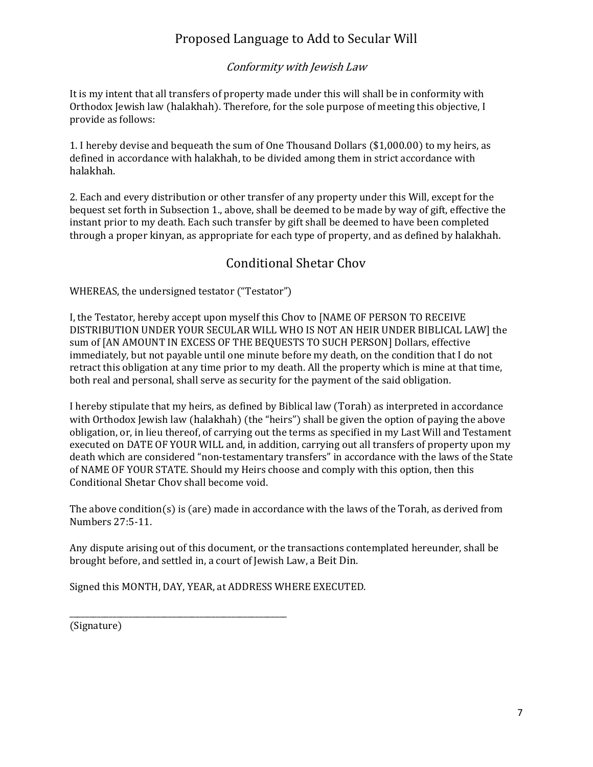# Proposed Language to Add to Secular Will

### *Conformity with Jewish Law*

It is my intent that all transfers of property made under this will shall be in conformity with Orthodox Jewish law (halakhah). Therefore, for the sole purpose of meeting this objective, I provide as follows:

1. I hereby devise and bequeath the sum of One Thousand Dollars ($1,000.00) to my heirs, as defined in accordance with halakhah, to be divided among them in strict accordance with halakhah.

2. Each and every distribution or other transfer of any property under this Will, except for the bequest set forth in Subsection 1., above, shall be deemed to be made by way of gift, effective the instant prior to my death. Each such transfer by gift shall be deemed to have been completed through a proper kinyan, as appropriate for each type of property, and as defined by halakhah.

## Conditional Shetar Chov

WHEREAS, the undersigned testator ("Testator")

I, the Testator, hereby accept upon myself this Chov to [NAME OF PERSON TO RECEIVE DISTRIBUTION UNDER YOUR SECULAR WILL WHO IS NOT AN HEIR UNDER BIBLICAL LAW] the sum of [AN AMOUNT IN EXCESS OF THE BEQUESTS TO SUCH PERSON] Dollars, effective immediately, but not payable until one minute before my death, on the condition that I do not retract this obligation at any time prior to my death. All the property which is mine at that time, both real and personal, shall serve as security for the payment of the said obligation.

I hereby stipulate that my heirs, as defined by Biblical law (Torah) as interpreted in accordance with Orthodox Jewish law (halakhah) (the "heirs") shall be given the option of paying the above obligation, or, in lieu thereof, of carrying out the terms as specified in my Last Will and Testament executed on DATE OF YOUR WILL and, in addition, carrying out all transfers of property upon my death which are considered "non-testamentary transfers" in accordance with the laws of the State of NAME OF YOUR STATE. Should my Heirs choose and comply with this option, then this Conditional Shetar Chov shall become void.

The above condition(s) is (are) made in accordance with the laws of the Torah, as derived from Numbers 27:5-11.

Any dispute arising out of this document, or the transactions contemplated hereunder, shall be brought before, and settled in, a court of Jewish Law, a Beit Din.

Signed this MONTH, DAY, YEAR, at ADDRESS WHERE EXECUTED.

\_\_\_\_\_\_\_\_\_\_\_\_\_\_\_\_\_\_\_\_\_\_\_\_\_\_\_\_\_\_\_\_\_\_\_\_\_\_\_\_\_\_\_\_

(Signature)